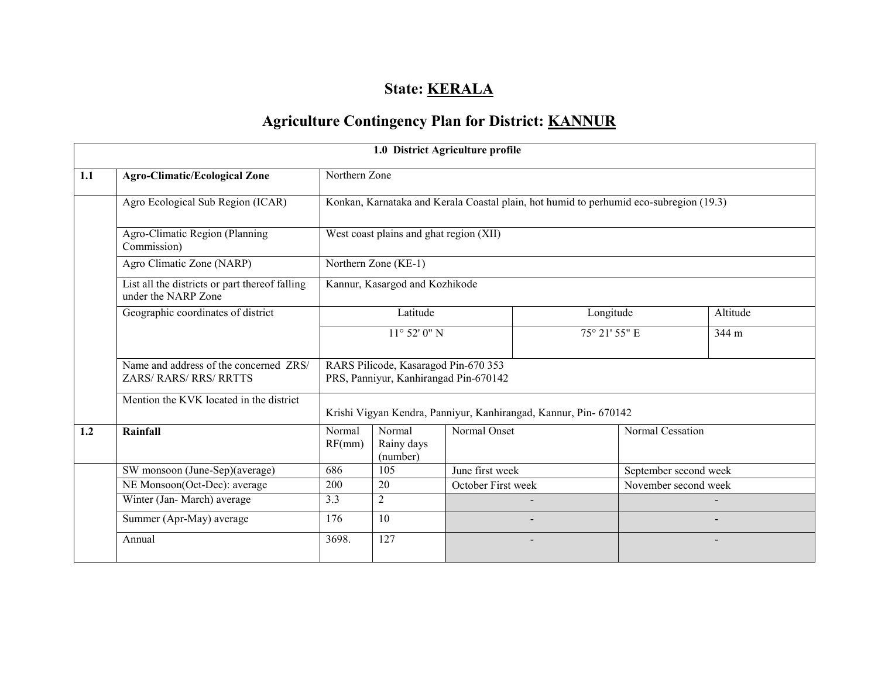# State: KERALA

## Agriculture Contingency Plan for District: KANNUR

| 1.0 District Agriculture profile | | | | | | |
|---|---|---|---|---|---|---|
| **1.1** | **Agro-Climatic/Ecological Zone** | Northern Zone | | | | |
| | Agro Ecological Sub Region (ICAR) | Konkan, Karnataka and Kerala Coastal plain, hot humid to perhumid eco-subregion (19.3) | | | | |
| | Agro-Climatic Region (Planning Commission) | West coast plains and ghat region (XII) | | | | |
| | Agro Climatic Zone (NARP) | Northern Zone (KE-1) | | | | |
| | List all the districts or part thereof falling under the NARP Zone | Kannur, Kasargod and Kozhikode | | | | |
| | Geographic coordinates of district | Latitude | | Longitude | | Altitude |
| | | 11° 52' 0" N | | 75° 21' 55" E | | 344 m |
| | Name and address of the concerned ZRS/ ZARS/ RARS/ RRS/ RRTTS | RARS Pilicode, Kasaragod Pin-670 353<br>PRS, Panniyur, Kanhirangad Pin-670142 | | | | |
| | Mention the KVK located in the district | Krishi Vigyan Kendra, Panniyur, Kanhirangad, Kannur, Pin- 670142 | | | | |
| **1.2** | **Rainfall** | Normal RF(mm) | Normal Rainy days (number) | Normal Onset | Normal Cessation | |
| | SW monsoon (June-Sep)(average) | 686 | 105 | June first week | September second week | |
| | NE Monsoon(Oct-Dec): average | 200 | 20 | October First week | November second week | |
| | Winter (Jan- March) average | 3.3 | 2 | - | - | |
| | Summer (Apr-May) average | 176 | 10 | - | - | |
| | Annual | 3698. | 127 | - | - | |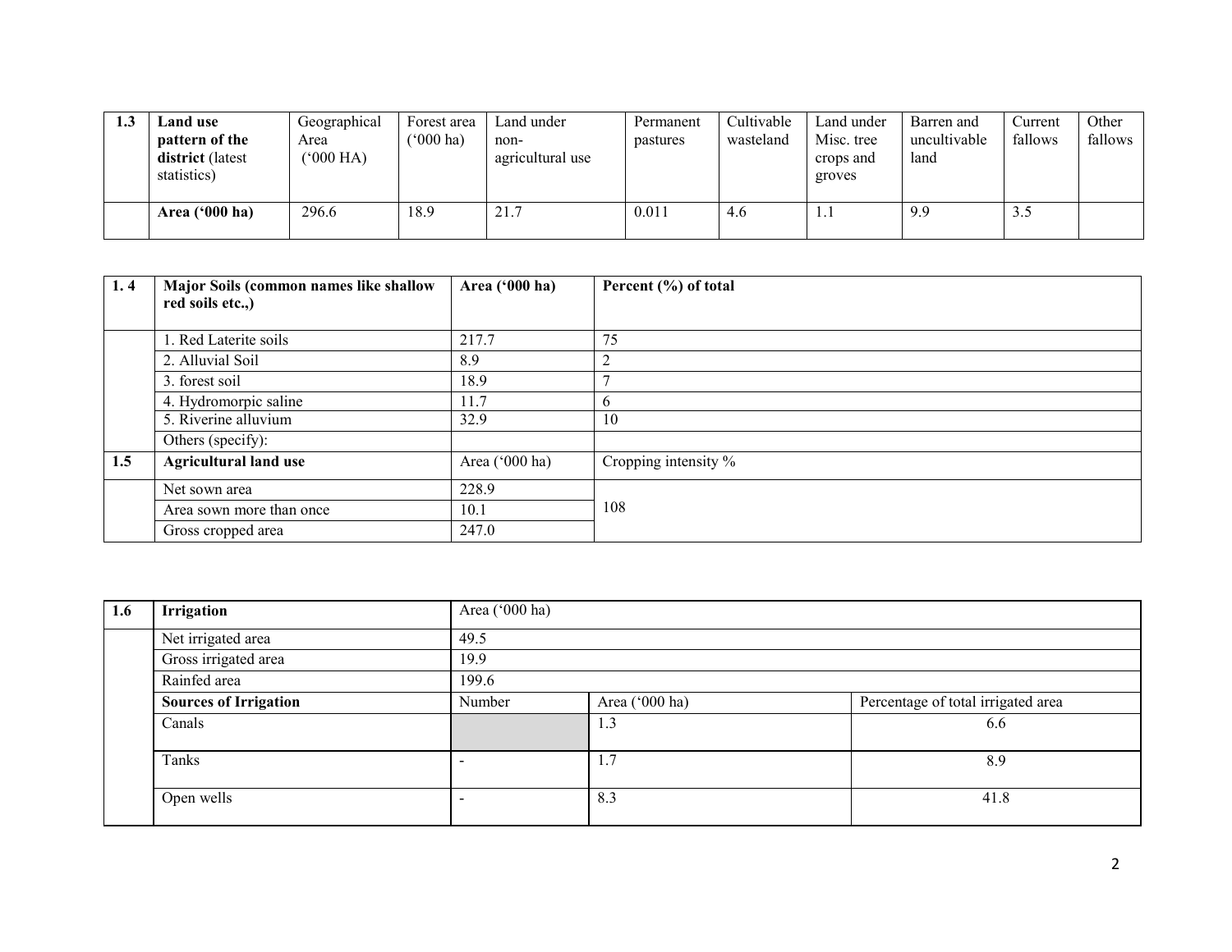| 1.3 | **Land use pattern of the district** (latest statistics) | Geographical Area ('000 HA) | Forest area ('000 ha) | Land under non-agricultural use | Permanent pastures | Cultivable wasteland | Land under Misc. tree crops and groves | Barren and uncultivable land | Current fallows | Other fallows |
|---|---|---|---|---|---|---|---|---|---|---|
| | **Area ('000 ha)** | 296.6 | 18.9 | 21.7 | 0.011 | 4.6 | 1.1 | 9.9 | 3.5 | |

| 1. 4 | **Major Soils (common names like shallow red soils etc.,)** | **Area ('000 ha)** | **Percent (%) of total** |
|---|---|---|---|
| | 1. Red Laterite soils | 217.7 | 75 |
| | 2. Alluvial Soil | 8.9 | 2 |
| | 3. forest soil | 18.9 | 7 |
| | 4. Hydromorpic saline | 11.7 | 6 |
| | 5. Riverine alluvium | 32.9 | 10 |
| | Others (specify): | | |
| **1.5** | **Agricultural land use** | Area ('000 ha) | Cropping intensity % |
| | Net sown area | 228.9 | 108 |
| | Area sown more than once | 10.1 | |
| | Gross cropped area | 247.0 | |

| 1.6 | **Irrigation** | Area ('000 ha) | | |
|---|---|---|---|---|
| | Net irrigated area | 49.5 | | |
| | Gross irrigated area | 19.9 | | |
| | Rainfed area | 199.6 | | |
| | **Sources of Irrigation** | Number | Area ('000 ha) | Percentage of total irrigated area |
| | Canals | | 1.3 | 6.6 |
| | Tanks | - | 1.7 | 8.9 |
| | Open wells | - | 8.3 | 41.8 |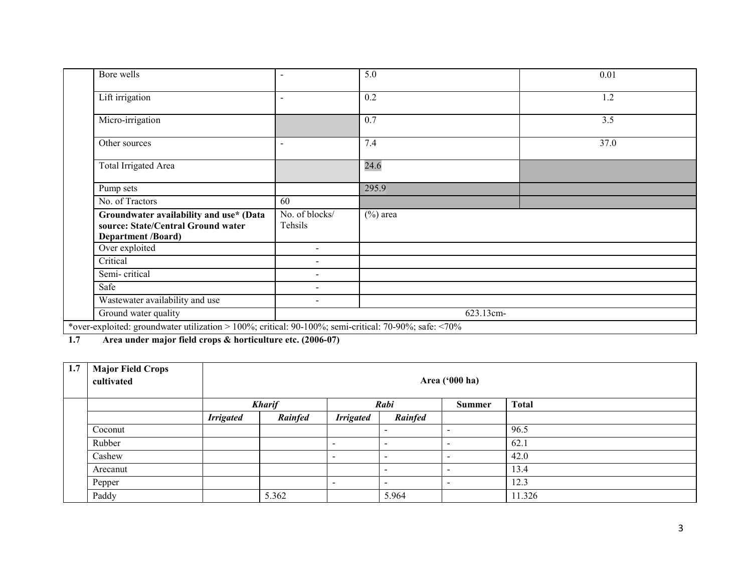| | | | | |
|---|---|---|---|---|
| | Bore wells | - | 5.0 | 0.01 |
| | Lift irrigation | - | 0.2 | 1.2 |
| | Micro-irrigation | | 0.7 | 3.5 |
| | Other sources | - | 7.4 | 37.0 |
| | Total Irrigated Area | | 24.6 | |
| | Pump sets | | 295.9 | |
| | No. of Tractors | 60 | | |
| | **Groundwater availability and use* (Data source: State/Central Ground water Department /Board)** | No. of blocks/ Tehsils | (%) area | |
| | Over exploited | - | | |
| | Critical | - | | |
| | Semi- critical | - | | |
| | Safe | - | | |
| | Wastewater availability and use | - | | |
| | Ground water quality | 623.13cm- | | |

*over-exploited: groundwater utilization > 100%; critical: 90-100%; semi-critical: 70-90%; safe: <70%

**1.7 Area under major field crops & horticulture etc. (2006-07)**

| 1.7 | **Major Field Crops cultivated** | **Area ('000 ha)** | | | | | |
|---|---|---|---|---|---|---|---|
| | | ***Kharif*** | | ***Rabi*** | | **Summer** | **Total** |
| | | ***Irrigated*** | ***Rainfed*** | ***Irrigated*** | ***Rainfed*** | | |
| | Coconut | | | | - | - | 96.5 |
| | Rubber | | | - | - | - | 62.1 |
| | Cashew | | | - | - | - | 42.0 |
| | Arecanut | | | | - | - | 13.4 |
| | Pepper | | | - | - | - | 12.3 |
| | Paddy | | 5.362 | | 5.964 | | 11.326 |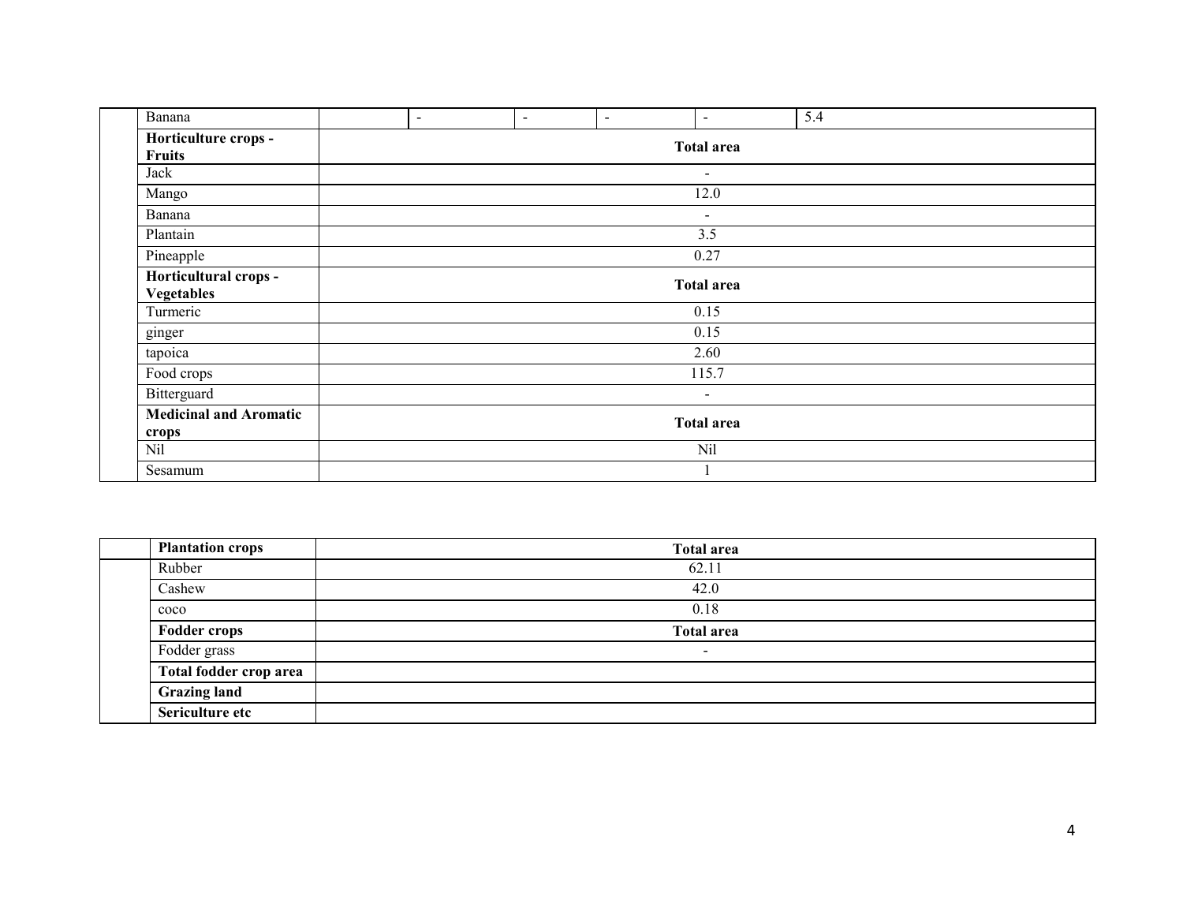| | | | | | | | |
|---|---|---|---|---|---|---|---|
| | Banana | | - | - | - | - | 5.4 |
| | **Horticulture crops - Fruits** | **Total area** | | | | | |
| | Jack | - | | | | | |
| | Mango | 12.0 | | | | | |
| | Banana | - | | | | | |
| | Plantain | 3.5 | | | | | |
| | Pineapple | 0.27 | | | | | |
| | **Horticultural crops - Vegetables** | **Total area** | | | | | |
| | Turmeric | 0.15 | | | | | |
| | ginger | 0.15 | | | | | |
| | tapoica | 2.60 | | | | | |
| | Food crops | 115.7 | | | | | |
| | Bitterguard | - | | | | | |
| | **Medicinal and Aromatic crops** | **Total area** | | | | | |
| | Nil | Nil | | | | | |
| | Sesamum | 1 | | | | | |

| | **Plantation crops** | **Total area** |
|---|---|---|
| | Rubber | 62.11 |
| | Cashew | 42.0 |
| | coco | 0.18 |
| | **Fodder crops** | **Total area** |
| | Fodder grass | - |
| | **Total fodder crop area** | |
| | **Grazing land** | |
| | **Sericulture etc** | |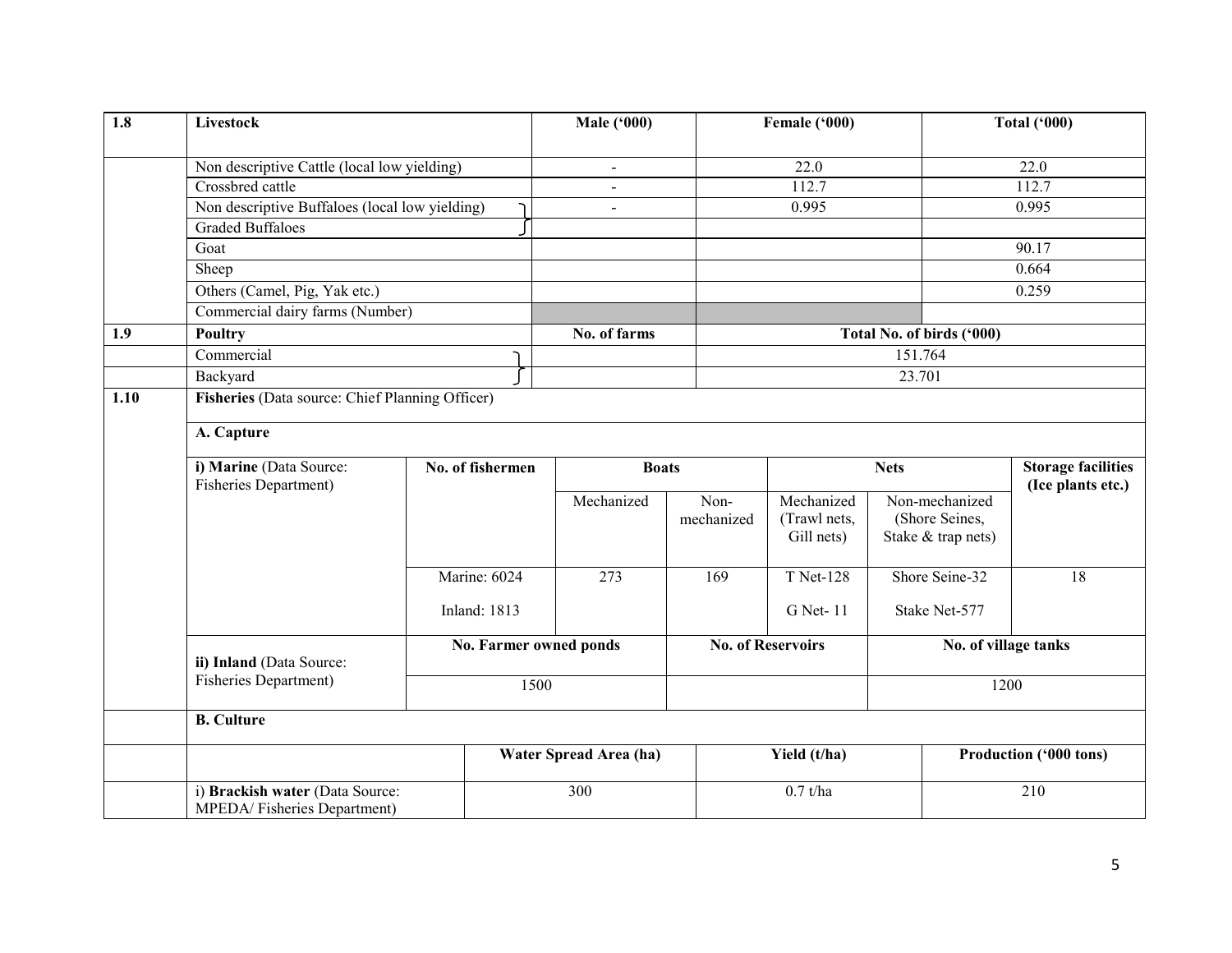| 1.8 | Livestock | Male ('000) | Female ('000) | Total ('000) |
|---|---|---|---|---|
| | Non descriptive Cattle (local low yielding) | - | 22.0 | 22.0 |
| | Crossbred cattle | - | 112.7 | 112.7 |
| | Non descriptive Buffaloes (local low yielding) | - | 0.995 | 0.995 |
| | Graded Buffaloes | | | |
| | Goat | | | 90.17 |
| | Sheep | | | 0.664 |
| | Others (Camel, Pig, Yak etc.) | | | 0.259 |
| | Commercial dairy farms (Number) | | | |
| **1.9** | **Poultry** | **No. of farms** | **Total No. of birds ('000)** | |
| | Commercial | | 151.764 | |
| | Backyard | | 23.701 | |

**1.10 Fisheries** (Data source: Chief Planning Officer)

**A. Capture**

| | No. of fishermen | Boats | | Nets | | Storage facilities (Ice plants etc.) |
|---|---|---|---|---|---|---|
| | | Mechanized | Non-mechanized | Mechanized (Trawl nets, Gill nets) | Non-mechanized (Shore Seines, Stake & trap nets) | |
| **i) Marine** (Data Source: Fisheries Department) | Marine: 6024<br>Inland: 1813 | 273 | 169 | T Net-128<br>G Net- 11 | Shore Seine-32<br>Stake Net-577 | 18 |

| | No. Farmer owned ponds | No. of Reservoirs | No. of village tanks |
|---|---|---|---|
| **ii) Inland** (Data Source: Fisheries Department) | 1500 | | 1200 |

**B. Culture**

| | Water Spread Area (ha) | Yield (t/ha) | Production ('000 tons) |
|---|---|---|---|
| i) **Brackish water** (Data Source: MPEDA/ Fisheries Department) | 300 | 0.7 t/ha | 210 |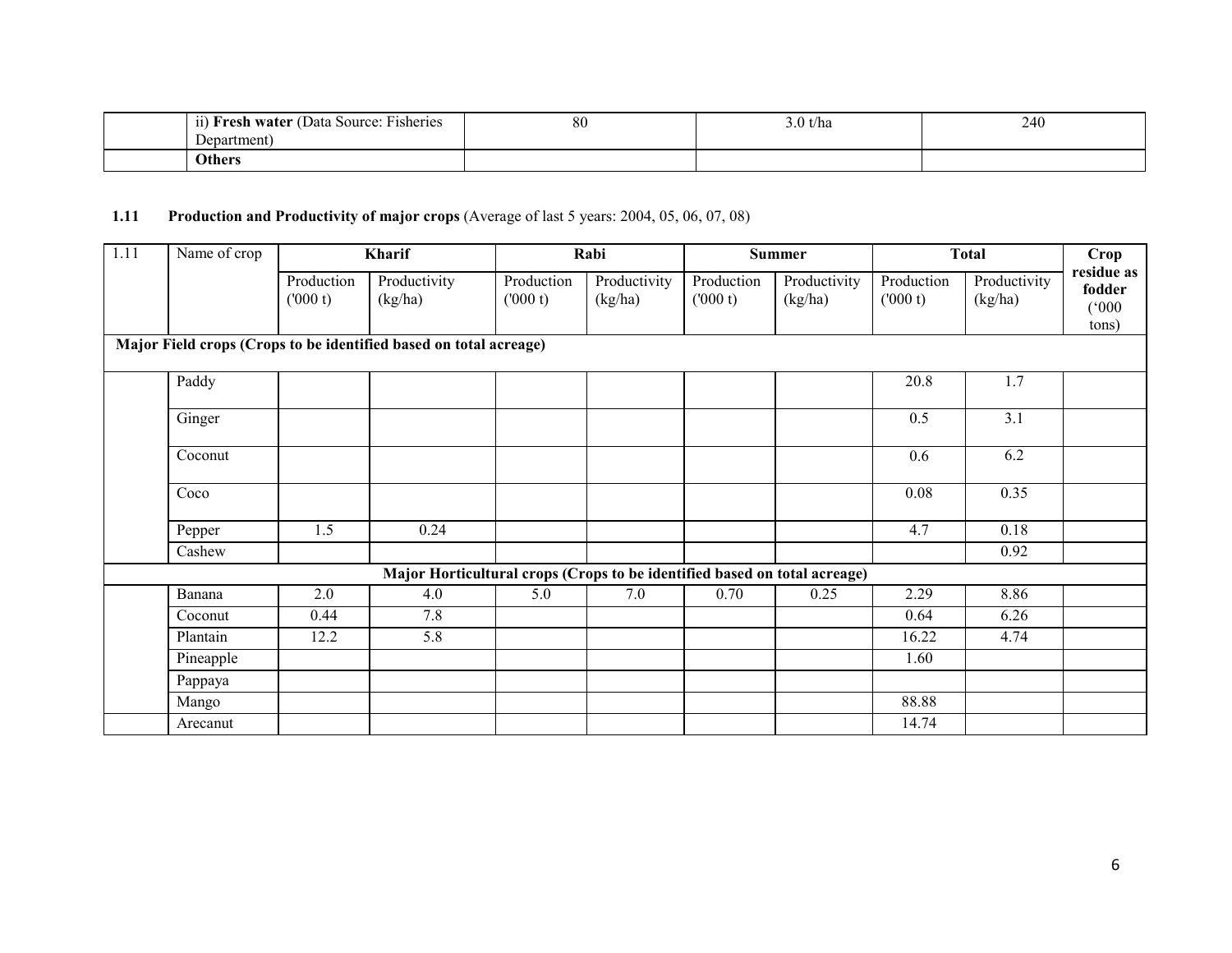| | ii) **Fresh water** (Data Source: Fisheries Department) | 80 | 3.0 t/ha | 240 |
|---|---|---|---|---|
| | **Others** | | | |

**1.11 Production and Productivity of major crops** (Average of last 5 years: 2004, 05, 06, 07, 08)

| 1.11 | Name of crop | Kharif | | Rabi | | Summer | | Total | | Crop residue as fodder ('000 tons) |
|---|---|---|---|---|---|---|---|---|---|---|
| | | Production ('000 t) | Productivity (kg/ha) | Production ('000 t) | Productivity (kg/ha) | Production ('000 t) | Productivity (kg/ha) | Production ('000 t) | Productivity (kg/ha) | |
| **Major Field crops (Crops to be identified based on total acreage)** | | | | | | | | | | |
| | Paddy | | | | | | | 20.8 | 1.7 | |
| | Ginger | | | | | | | 0.5 | 3.1 | |
| | Coconut | | | | | | | 0.6 | 6.2 | |
| | Coco | | | | | | | 0.08 | 0.35 | |
| | Pepper | 1.5 | 0.24 | | | | | 4.7 | 0.18 | |
| | Cashew | | | | | | | | 0.92 | |
| **Major Horticultural crops (Crops to be identified based on total acreage)** | | | | | | | | | | |
| | Banana | 2.0 | 4.0 | 5.0 | 7.0 | 0.70 | 0.25 | 2.29 | 8.86 | |
| | Coconut | 0.44 | 7.8 | | | | | 0.64 | 6.26 | |
| | Plantain | 12.2 | 5.8 | | | | | 16.22 | 4.74 | |
| | Pineapple | | | | | | | 1.60 | | |
| | Pappaya | | | | | | | | | |
| | Mango | | | | | | | 88.88 | | |
| | Arecanut | | | | | | | 14.74 | | |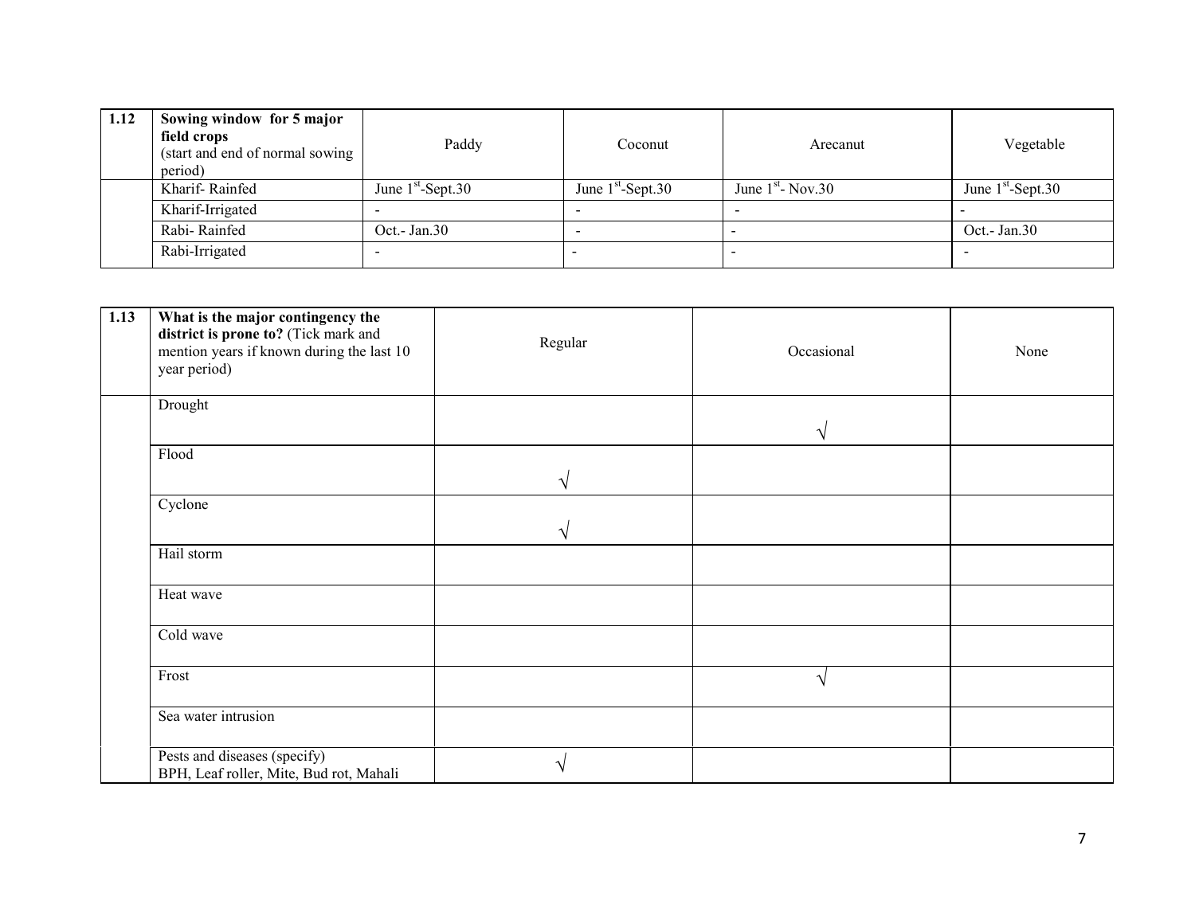| 1.12 | **Sowing window for 5 major field crops** (start and end of normal sowing period) | Paddy | Coconut | Arecanut | Vegetable |
|---|---|---|---|---|---|
| | Kharif- Rainfed | June 1st-Sept.30 | June 1st-Sept.30 | June 1st- Nov.30 | June 1st-Sept.30 |
| | Kharif-Irrigated | - | - | - | - |
| | Rabi- Rainfed | Oct.- Jan.30 | - | - | Oct.- Jan.30 |
| | Rabi-Irrigated | - | - | - | - |

| 1.13 | **What is the major contingency the district is prone to?** (Tick mark and mention years if known during the last 10 year period) | Regular | Occasional | None |
|---|---|---|---|---|
| | Drought | | √ | |
| | Flood | √ | | |
| | Cyclone | √ | | |
| | Hail storm | | | |
| | Heat wave | | | |
| | Cold wave | | | |
| | Frost | | √ | |
| | Sea water intrusion | | | |
| | Pests and diseases (specify) BPH, Leaf roller, Mite, Bud rot, Mahali | √ | | |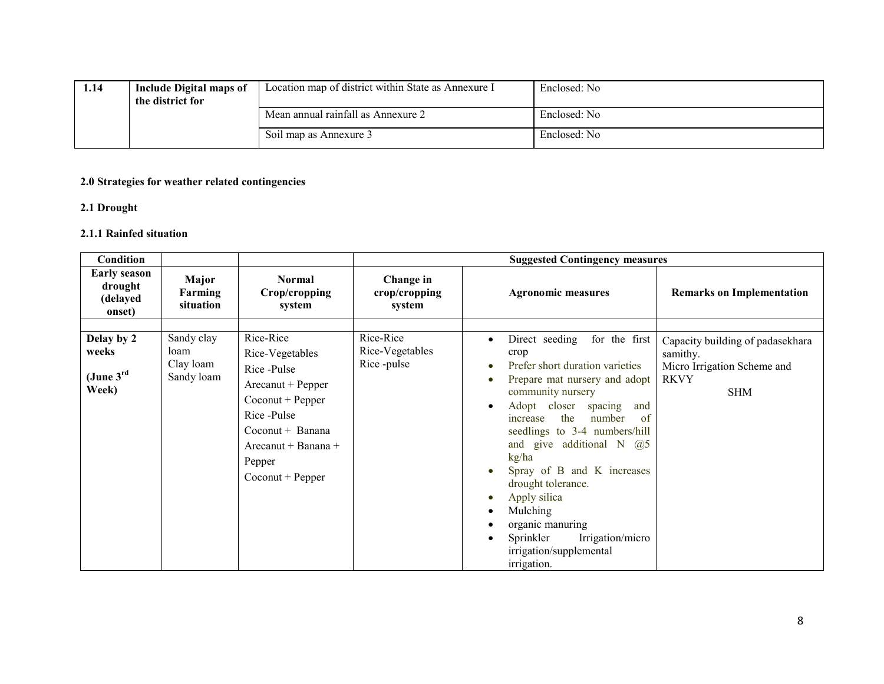| 1.14 | Include Digital maps of the district for | Location map of district within State as Annexure I | Enclosed: No |
|---|---|---|---|
| | | Mean annual rainfall as Annexure 2 | Enclosed: No |
| | | Soil map as Annexure 3 | Enclosed: No |

**2.0 Strategies for weather related contingencies**

**2.1 Drought**

**2.1.1 Rainfed situation**

| Condition | | | Suggested Contingency measures | | |
|---|---|---|---|---|---|
| **Early season drought (delayed onset)** | **Major Farming situation** | **Normal Crop/cropping system** | **Change in crop/cropping system** | **Agronomic measures** | **Remarks on Implementation** |
| | | | | | |
| **Delay by 2 weeks (June 3rd Week)** | Sandy clay loam<br>Clay loam<br>Sandy loam | Rice-Rice<br>Rice-Vegetables<br>Rice -Pulse<br>Arecanut + Pepper<br>Coconut + Pepper<br>Rice -Pulse<br>Coconut + Banana<br>Arecanut + Banana + Pepper<br>Coconut + Pepper | Rice-Rice<br>Rice-Vegetables<br>Rice -pulse | • Direct seeding for the first crop<br>• Prefer short duration varieties<br>• Prepare mat nursery and adopt community nursery<br>• Adopt closer spacing and increase the number of seedlings to 3-4 numbers/hill and give additional N @5 kg/ha<br>• Spray of B and K increases drought tolerance.<br>• Apply silica<br>• Mulching<br>• organic manuring<br>• Sprinkler Irrigation/micro irrigation/supplemental irrigation. | Capacity building of padasekhara samithy.<br>Micro Irrigation Scheme and RKVY<br>SHM |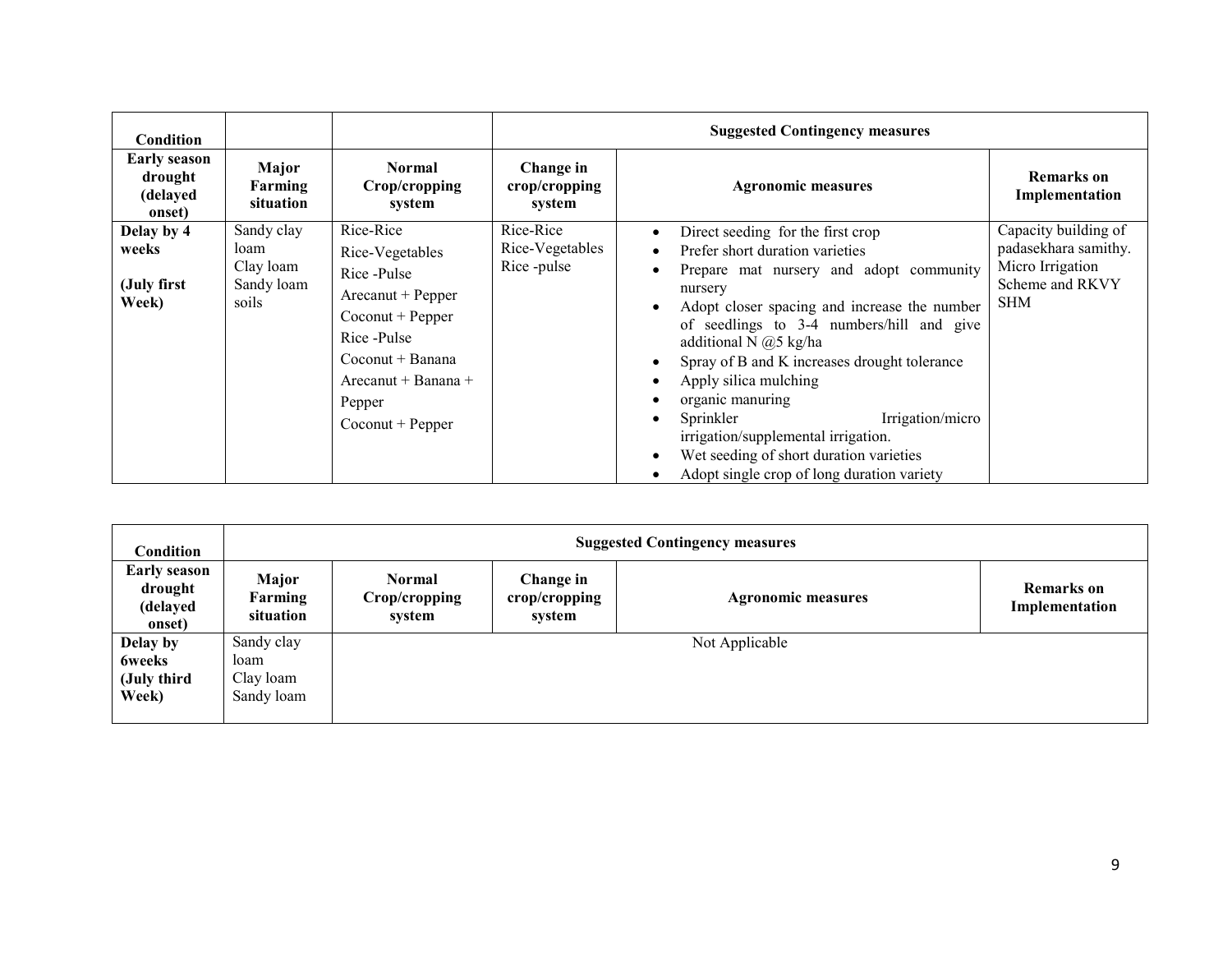| Condition | | | Suggested Contingency measures | | |
|---|---|---|---|---|---|
| **Early season drought (delayed onset)** | **Major Farming situation** | **Normal Crop/cropping system** | **Change in crop/cropping system** | **Agronomic measures** | **Remarks on Implementation** |
| **Delay by 4 weeks (July first Week)** | Sandy clay loam<br>Clay loam<br>Sandy loam soils | Rice-Rice<br>Rice-Vegetables<br>Rice -Pulse<br>Arecanut + Pepper<br>Coconut + Pepper<br>Rice -Pulse<br>Coconut + Banana<br>Arecanut + Banana + Pepper<br>Coconut + Pepper | Rice-Rice<br>Rice-Vegetables<br>Rice -pulse | • Direct seeding for the first crop<br>• Prefer short duration varieties<br>• Prepare mat nursery and adopt community nursery<br>• Adopt closer spacing and increase the number of seedlings to 3-4 numbers/hill and give additional N @5 kg/ha<br>• Spray of B and K increases drought tolerance<br>• Apply silica mulching<br>• organic manuring<br>• Sprinkler Irrigation/micro irrigation/supplemental irrigation.<br>• Wet seeding of short duration varieties<br>• Adopt single crop of long duration variety | Capacity building of padasekhara samithy.<br>Micro Irrigation Scheme and RKVY SHM |

| Condition | Suggested Contingency measures | | | | |
|---|---|---|---|---|---|
| **Early season drought (delayed onset)** | **Major Farming situation** | **Normal Crop/cropping system** | **Change in crop/cropping system** | **Agronomic measures** | **Remarks on Implementation** |
| **Delay by 6weeks (July third Week)** | Sandy clay loam<br>Clay loam<br>Sandy loam | Not Applicable | | | |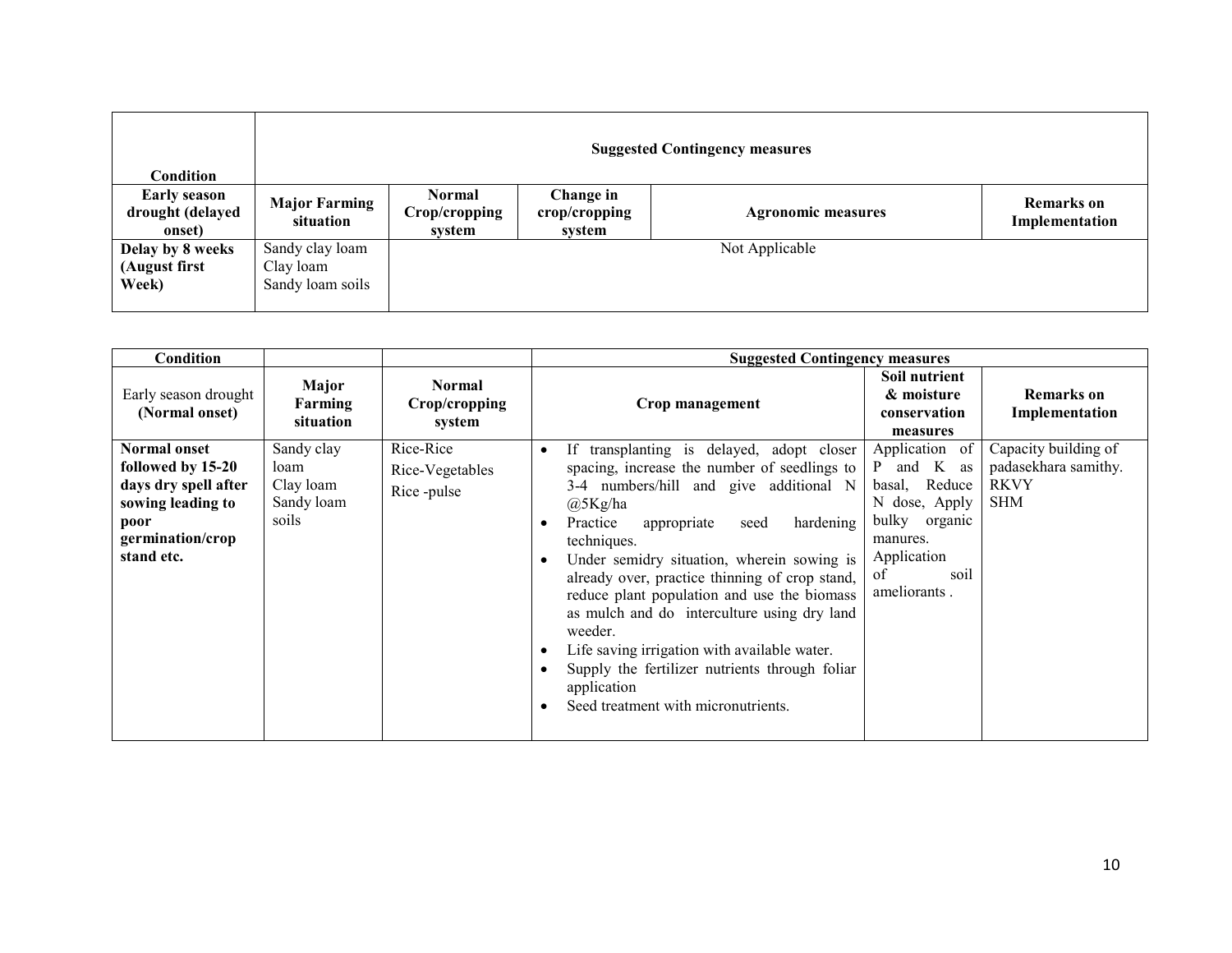| Condition | Suggested Contingency measures | | | | |
|---|---|---|---|---|---|
| **Early season drought (delayed onset)** | **Major Farming situation** | **Normal Crop/cropping system** | **Change in crop/cropping system** | **Agronomic measures** | **Remarks on Implementation** |
| **Delay by 8 weeks (August first Week)** | Sandy clay loam<br>Clay loam<br>Sandy loam soils | Not Applicable | | | |

| Condition | | | Suggested Contingency measures | | |
|---|---|---|---|---|---|
| Early season drought **(Normal onset)** | **Major Farming situation** | **Normal Crop/cropping system** | **Crop management** | **Soil nutrient & moisture conservation measures** | **Remarks on Implementation** |
| **Normal onset followed by 15-20 days dry spell after sowing leading to poor germination/crop stand etc.** | Sandy clay loam<br>Clay loam<br>Sandy loam soils | Rice-Rice<br>Rice-Vegetables<br>Rice -pulse | • If transplanting is delayed, adopt closer spacing, increase the number of seedlings to 3-4 numbers/hill and give additional N @5Kg/ha<br>• Practice appropriate seed hardening techniques.<br>• Under semidry situation, wherein sowing is already over, practice thinning of crop stand, reduce plant population and use the biomass as mulch and do interculture using dry land weeder.<br>• Life saving irrigation with available water.<br>• Supply the fertilizer nutrients through foliar application<br>• Seed treatment with micronutrients. | Application of P and K as basal, Reduce N dose, Apply bulky organic manures. Application of soil ameliorants . | Capacity building of padasekhara samithy.<br>RKVY<br>SHM |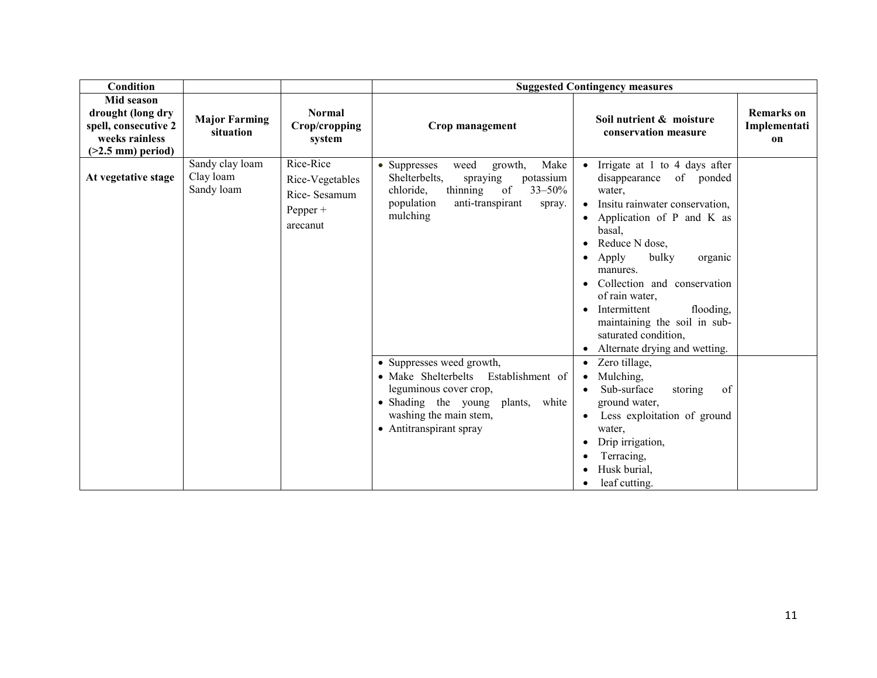| Condition | | | Suggested Contingency measures | | |
|---|---|---|---|---|---|
| **Mid season drought (long dry spell, consecutive 2 weeks rainless (>2.5 mm) period)** | **Major Farming situation** | **Normal Crop/cropping system** | **Crop management** | **Soil nutrient & moisture conservation measure** | **Remarks on Implementation** |
| **At vegetative stage** | Sandy clay loam<br>Clay loam<br>Sandy loam | Rice-Rice<br>Rice-Vegetables<br>Rice- Sesamum<br>Pepper + arecanut | • Suppresses weed growth, Make Shelterbelts, spraying potassium chloride, thinning of 33–50% population anti-transpirant spray. mulching | • Irrigate at 1 to 4 days after disappearance of ponded water,<br>• Insitu rainwater conservation,<br>• Application of P and K as basal,<br>• Reduce N dose,<br>• Apply bulky organic manures.<br>• Collection and conservation of rain water,<br>• Intermittent flooding, maintaining the soil in sub-saturated condition,<br>• Alternate drying and wetting. | |
| | | | • Suppresses weed growth,<br>• Make Shelterbelts Establishment of leguminous cover crop,<br>• Shading the young plants, white washing the main stem,<br>• Antitranspirant spray | • Zero tillage,<br>• Mulching,<br>• Sub-surface storing of ground water,<br>• Less exploitation of ground water,<br>• Drip irrigation,<br>• Terracing,<br>• Husk burial,<br>• leaf cutting. | |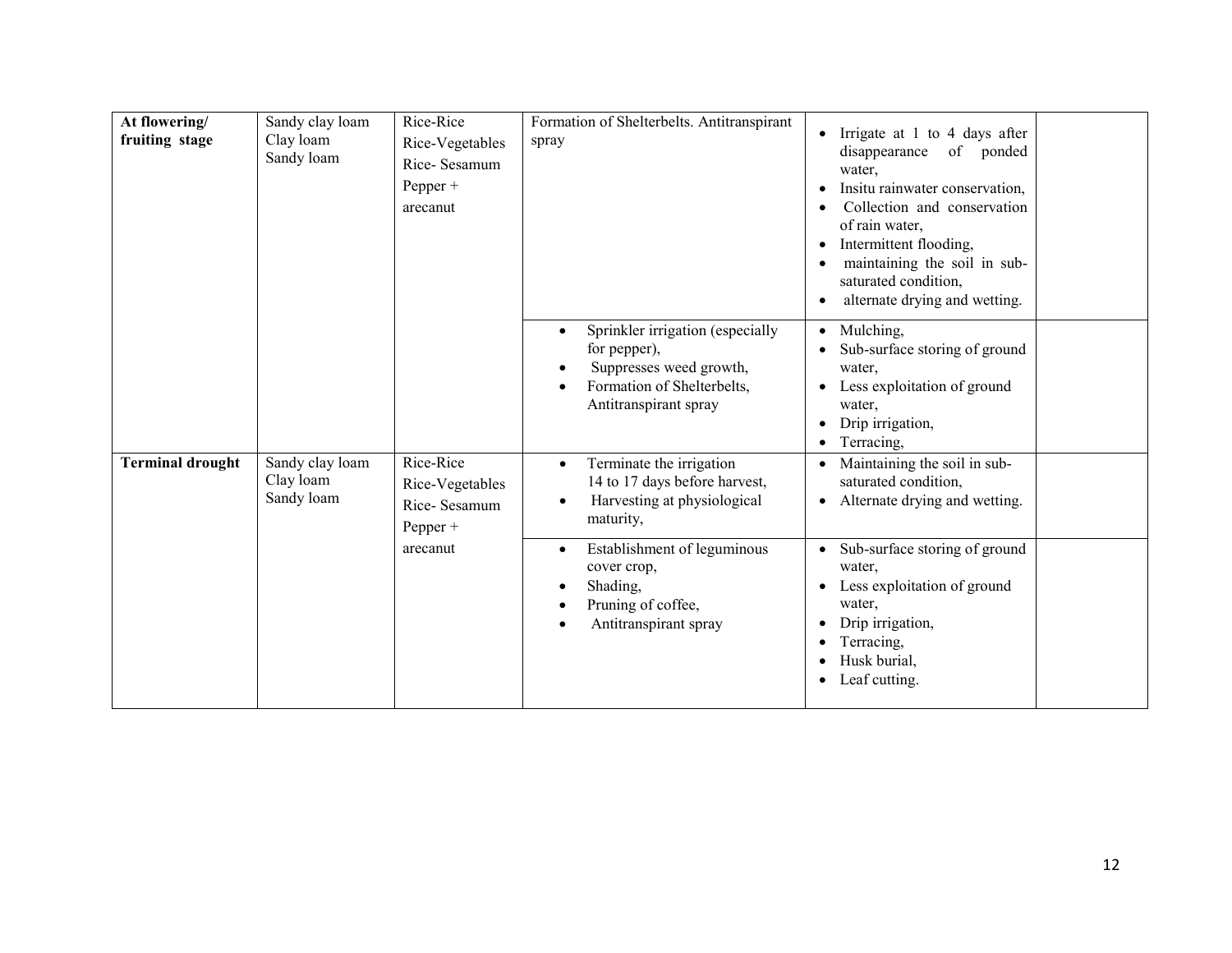| At flowering/ fruiting stage | Sandy clay loam<br>Clay loam<br>Sandy loam | Rice-Rice<br>Rice-Vegetables<br>Rice- Sesamum<br>Pepper + arecanut | Formation of Shelterbelts. Antitranspirant spray | • Irrigate at 1 to 4 days after disappearance of ponded water,<br>• Insitu rainwater conservation,<br>• Collection and conservation of rain water,<br>• Intermittent flooding,<br>• maintaining the soil in sub-saturated condition,<br>• alternate drying and wetting. | |
|---|---|---|---|---|---|
| | | | • Sprinkler irrigation (especially for pepper),<br>• Suppresses weed growth,<br>• Formation of Shelterbelts, Antitranspirant spray | • Mulching,<br>• Sub-surface storing of ground water,<br>• Less exploitation of ground water,<br>• Drip irrigation,<br>• Terracing, | |
| **Terminal drought** | Sandy clay loam<br>Clay loam<br>Sandy loam | Rice-Rice<br>Rice-Vegetables<br>Rice- Sesamum<br>Pepper + arecanut | • Terminate the irrigation 14 to 17 days before harvest,<br>• Harvesting at physiological maturity, | • Maintaining the soil in sub-saturated condition,<br>• Alternate drying and wetting. | |
| | | | • Establishment of leguminous cover crop,<br>• Shading,<br>• Pruning of coffee,<br>• Antitranspirant spray | • Sub-surface storing of ground water,<br>• Less exploitation of ground water,<br>• Drip irrigation,<br>• Terracing,<br>• Husk burial,<br>• Leaf cutting. | |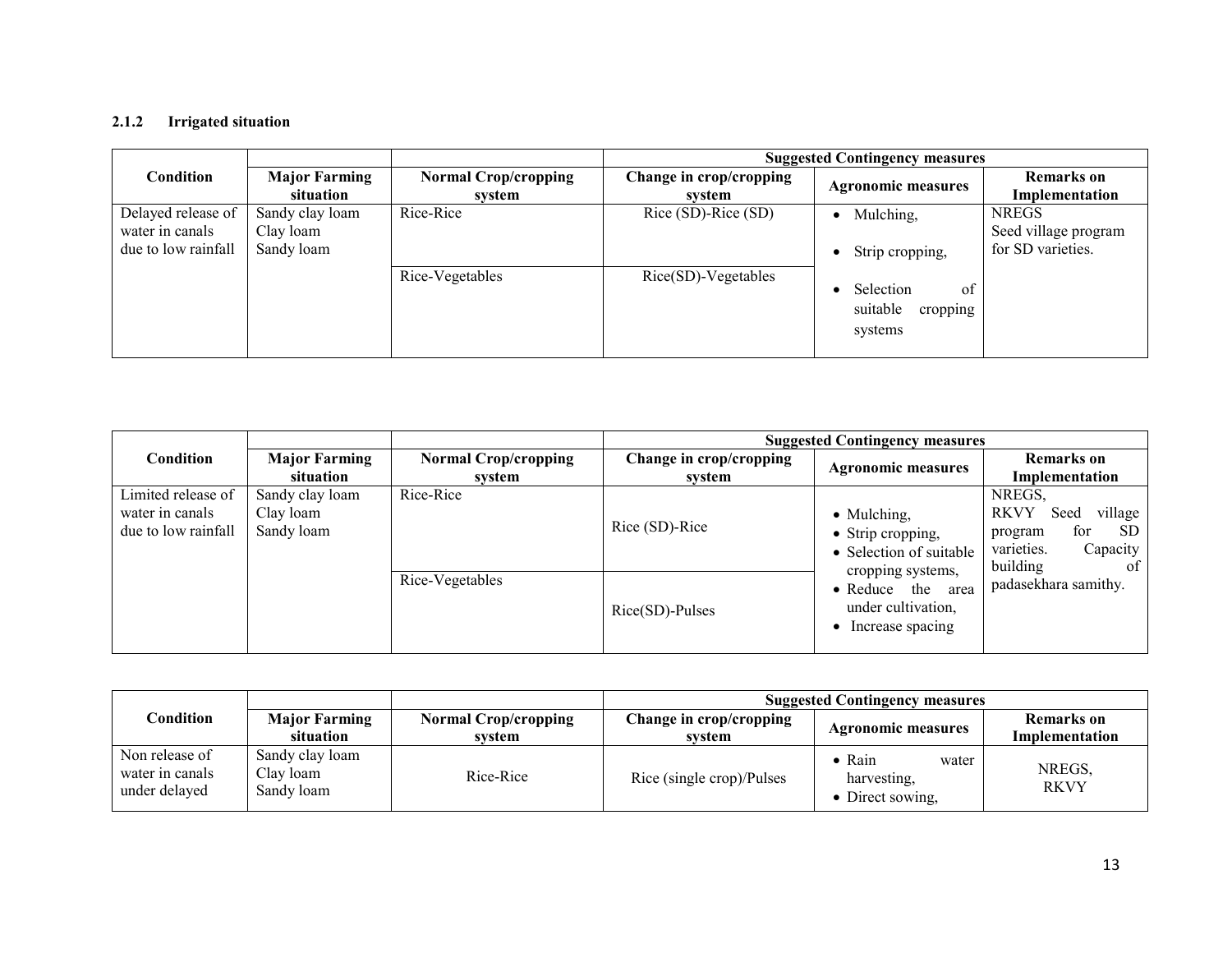### 2.1.2 Irrigated situation

| Condition | Major Farming situation | Normal Crop/cropping system | Suggested Contingency measures | | |
|---|---|---|---|---|---|
| | | | Change in crop/cropping system | Agronomic measures | Remarks on Implementation |
| Delayed release of water in canals due to low rainfall | Sandy clay loam<br>Clay loam<br>Sandy loam | Rice-Rice | Rice (SD)-Rice (SD) | • Mulching,<br>• Strip cropping,<br>• Selection of suitable cropping systems | NREGS<br>Seed village program for SD varieties. |
| | | Rice-Vegetables | Rice(SD)-Vegetables | | |

| Condition | Major Farming situation | Normal Crop/cropping system | Suggested Contingency measures | | |
|---|---|---|---|---|---|
| | | | Change in crop/cropping system | Agronomic measures | Remarks on Implementation |
| Limited release of water in canals due to low rainfall | Sandy clay loam<br>Clay loam<br>Sandy loam | Rice-Rice | Rice (SD)-Rice | • Mulching,<br>• Strip cropping,<br>• Selection of suitable cropping systems,<br>• Reduce the area under cultivation,<br>• Increase spacing | NREGS,<br>RKVY Seed village program for SD varieties. Capacity building of padasekhara samithy. |
| | | Rice-Vegetables | Rice(SD)-Pulses | | |

| Condition | Major Farming situation | Normal Crop/cropping system | Suggested Contingency measures | | |
|---|---|---|---|---|---|
| | | | Change in crop/cropping system | Agronomic measures | Remarks on Implementation |
| Non release of water in canals under delayed | Sandy clay loam<br>Clay loam<br>Sandy loam | Rice-Rice | Rice (single crop)/Pulses | • Rain water harvesting,<br>• Direct sowing, | NREGS,<br>RKVY |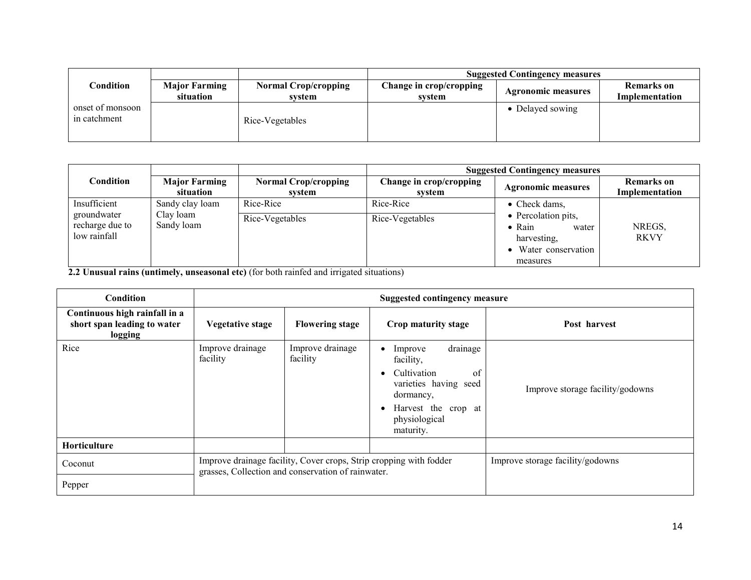| Condition | Major Farming situation | Normal Crop/cropping system | Suggested Contingency measures | | |
|---|---|---|---|---|---|
| | | | Change in crop/cropping system | Agronomic measures | Remarks on Implementation |
| onset of monsoon in catchment | | Rice-Vegetables | | • Delayed sowing | |

| Condition | Major Farming situation | Normal Crop/cropping system | Suggested Contingency measures | | |
|---|---|---|---|---|---|
| | | | Change in crop/cropping system | Agronomic measures | Remarks on Implementation |
| Insufficient groundwater recharge due to low rainfall | Sandy clay loam<br>Clay loam<br>Sandy loam | Rice-Rice | Rice-Rice | • Check dams,<br>• Percolation pits,<br>• Rain water harvesting,<br>• Water conservation measures | NREGS, RKVY |
| | | Rice-Vegetables | Rice-Vegetables | | |

**2.2 Unusual rains (untimely, unseasonal etc)** (for both rainfed and irrigated situations)

| Condition | Suggested contingency measure | | | |
|---|---|---|---|---|
| **Continuous high rainfall in a short span leading to water logging** | **Vegetative stage** | **Flowering stage** | **Crop maturity stage** | **Post harvest** |
| Rice | Improve drainage facility | Improve drainage facility | • Improve drainage facility,<br>• Cultivation of varieties having seed dormancy,<br>• Harvest the crop at physiological maturity. | Improve storage facility/godowns |
| **Horticulture** | | | | |
| Coconut | Improve drainage facility, Cover crops, Strip cropping with fodder grasses, Collection and conservation of rainwater. | | | Improve storage facility/godowns |
| Pepper | | | | |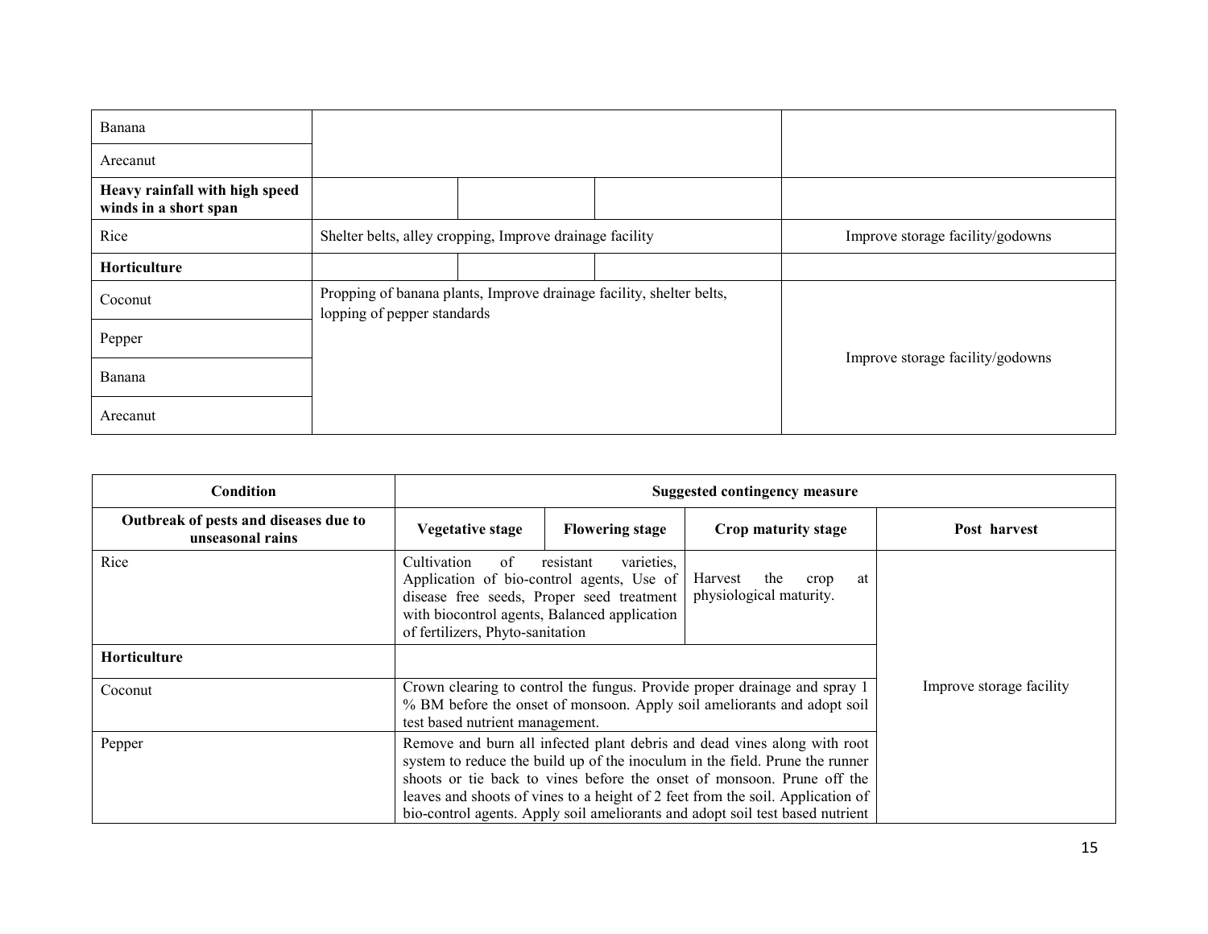| | | | | |
|---|---|---|---|---|
| Banana | | | | |
| Arecanut | | | | |
| **Heavy rainfall with high speed winds in a short span** | | | | |
| Rice | Shelter belts, alley cropping, Improve drainage facility | | | Improve storage facility/godowns |
| **Horticulture** | | | | |
| Coconut | Propping of banana plants, Improve drainage facility, shelter belts, lopping of pepper standards | | | Improve storage facility/godowns |
| Pepper | | | | |
| Banana | | | | |
| Arecanut | | | | |

| Condition | Suggested contingency measure | | | |
|---|---|---|---|---|
| **Outbreak of pests and diseases due to unseasonal rains** | **Vegetative stage** | **Flowering stage** | **Crop maturity stage** | **Post harvest** |
| Rice | Cultivation of resistant varieties, Application of bio-control agents, Use of disease free seeds, Proper seed treatment with biocontrol agents, Balanced application of fertilizers, Phyto-sanitation | | Harvest the crop at physiological maturity. | Improve storage facility |
| **Horticulture** | | | | |
| Coconut | Crown clearing to control the fungus. Provide proper drainage and spray 1 % BM before the onset of monsoon. Apply soil ameliorants and adopt soil test based nutrient management. | | | |
| Pepper | Remove and burn all infected plant debris and dead vines along with root system to reduce the build up of the inoculum in the field. Prune the runner shoots or tie back to vines before the onset of monsoon. Prune off the leaves and shoots of vines to a height of 2 feet from the soil. Application of bio-control agents. Apply soil ameliorants and adopt soil test based nutrient | | | |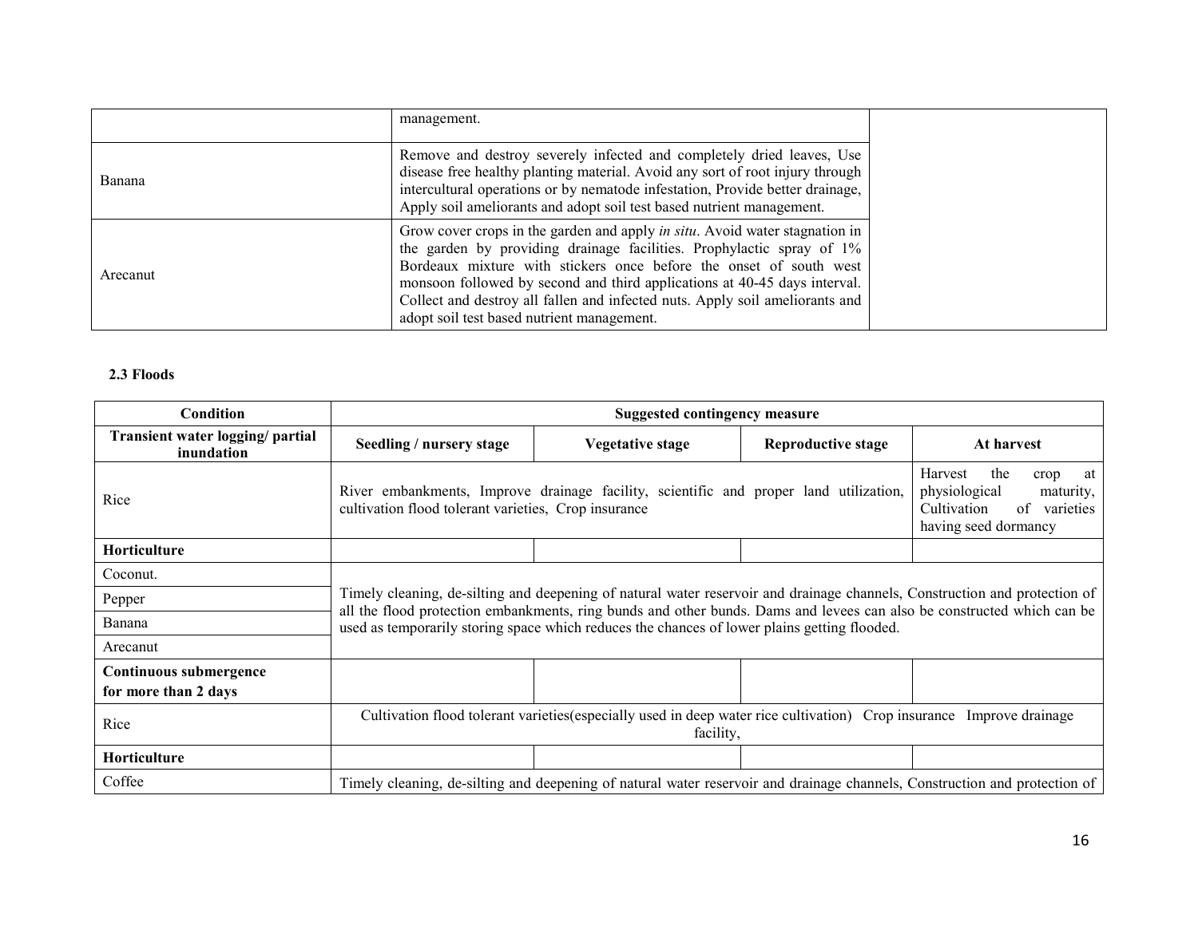|  | management. |  |
| --- | --- | --- |
| Banana | Remove and destroy severely infected and completely dried leaves, Use disease free healthy planting material. Avoid any sort of root injury through intercultural operations or by nematode infestation, Provide better drainage, Apply soil ameliorants and adopt soil test based nutrient management. |  |
| Arecanut | Grow cover crops in the garden and apply *in situ*. Avoid water stagnation in the garden by providing drainage facilities. Prophylactic spray of 1% Bordeaux mixture with stickers once before the onset of south west monsoon followed by second and third applications at 40-45 days interval. Collect and destroy all fallen and infected nuts. Apply soil ameliorants and adopt soil test based nutrient management. |  |

**2.3 Floods**

| Condition | Suggested contingency measure | | | |
| --- | --- | --- | --- | --- |
| **Transient water logging/ partial inundation** | **Seedling / nursery stage** | **Vegetative stage** | **Reproductive stage** | **At harvest** |
| Rice | River embankments, Improve drainage facility, scientific and proper land utilization, cultivation flood tolerant varieties, Crop insurance | | | Harvest the crop at physiological maturity, Cultivation of varieties having seed dormancy |
| **Horticulture** |  |  |  |  |
| Coconut. | Timely cleaning, de-silting and deepening of natural water reservoir and drainage channels, Construction and protection of all the flood protection embankments, ring bunds and other bunds. Dams and levees can also be constructed which can be used as temporarily storing space which reduces the chances of lower plains getting flooded. | | | |
| Pepper | | | | |
| Banana | | | | |
| Arecanut | | | | |
| **Continuous submergence for more than 2 days** |  |  |  |  |
| Rice | Cultivation flood tolerant varieties(especially used in deep water rice cultivation) Crop insurance Improve drainage facility, | | | |
| **Horticulture** |  |  |  |  |
| Coffee | Timely cleaning, de-silting and deepening of natural water reservoir and drainage channels, Construction and protection of | | | |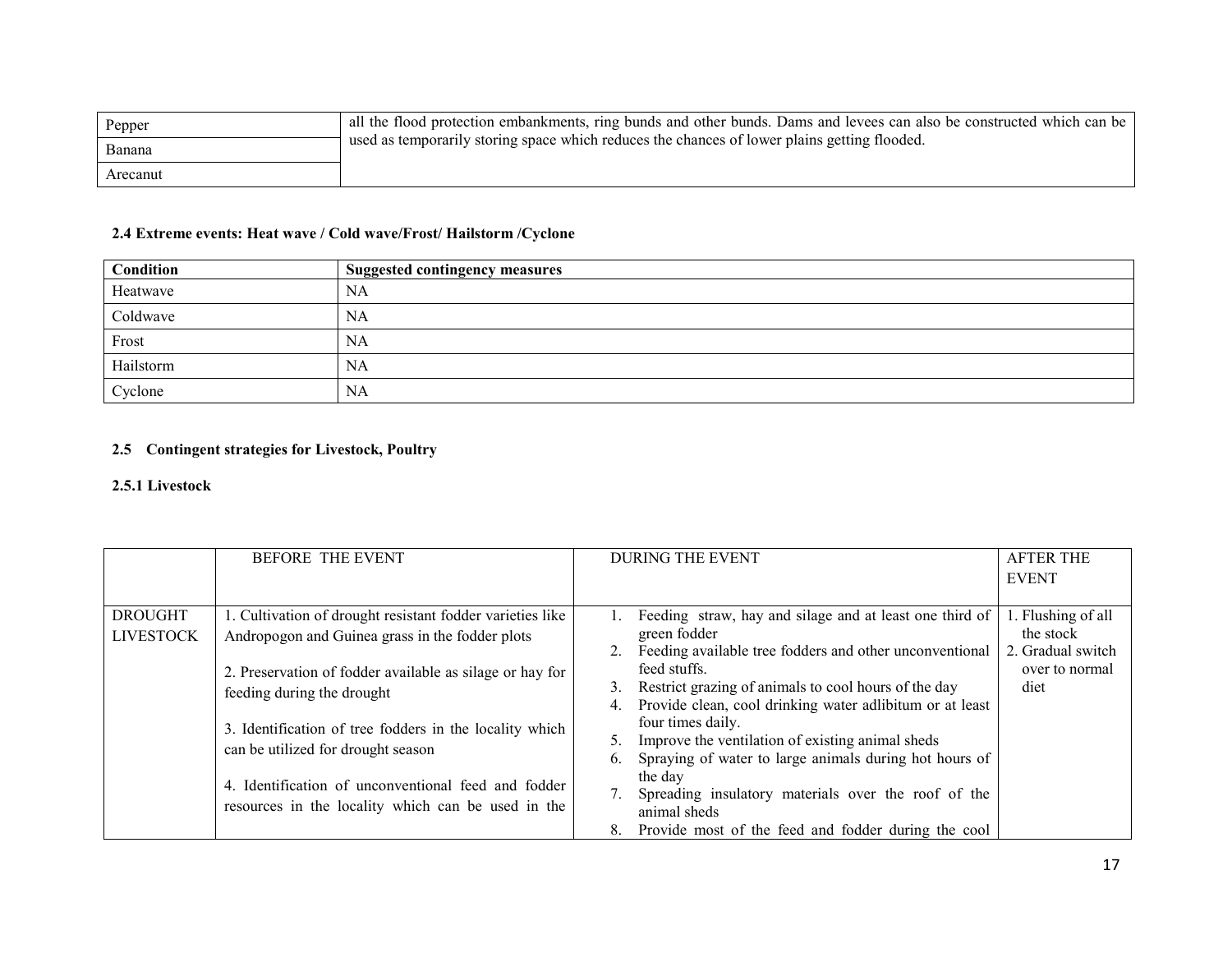| Pepper | all the flood protection embankments, ring bunds and other bunds. Dams and levees can also be constructed which can be used as temporarily storing space which reduces the chances of lower plains getting flooded. |
|---|---|
| Banana | |
| Arecanut | |

**2.4 Extreme events: Heat wave / Cold wave/Frost/ Hailstorm /Cyclone**

| Condition | Suggested contingency measures |
|---|---|
| Heatwave | NA |
| Coldwave | NA |
| Frost | NA |
| Hailstorm | NA |
| Cyclone | NA |

**2.5 Contingent strategies for Livestock, Poultry**

**2.5.1 Livestock**

| | BEFORE THE EVENT | DURING THE EVENT | AFTER THE EVENT |
|---|---|---|---|
| DROUGHT LIVESTOCK | 1. Cultivation of drought resistant fodder varieties like Andropogon and Guinea grass in the fodder plots<br><br>2. Preservation of fodder available as silage or hay for feeding during the drought<br><br>3. Identification of tree fodders in the locality which can be utilized for drought season<br><br>4. Identification of unconventional feed and fodder resources in the locality which can be used in the | 1. Feeding straw, hay and silage and at least one third of green fodder<br>2. Feeding available tree fodders and other unconventional feed stuffs.<br>3. Restrict grazing of animals to cool hours of the day<br>4. Provide clean, cool drinking water adlibitum or at least four times daily.<br>5. Improve the ventilation of existing animal sheds<br>6. Spraying of water to large animals during hot hours of the day<br>7. Spreading insulatory materials over the roof of the animal sheds<br>8. Provide most of the feed and fodder during the cool | 1. Flushing of all the stock<br>2. Gradual switch over to normal diet |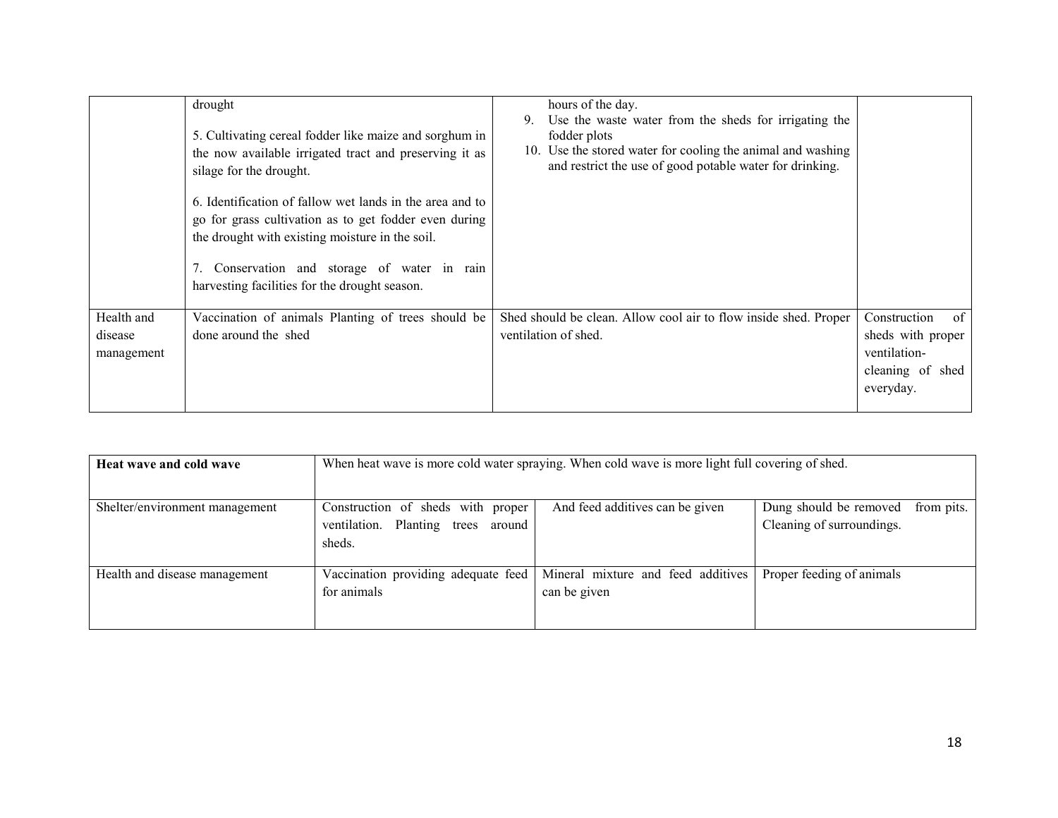| | drought<br><br>5. Cultivating cereal fodder like maize and sorghum in the now available irrigated tract and preserving it as silage for the drought.<br><br>6. Identification of fallow wet lands in the area and to go for grass cultivation as to get fodder even during the drought with existing moisture in the soil.<br><br>7. Conservation and storage of water in rain harvesting facilities for the drought season. | hours of the day.<br>9. Use the waste water from the sheds for irrigating the fodder plots<br>10. Use the stored water for cooling the animal and washing and restrict the use of good potable water for drinking. | |
|---|---|---|---|
| Health and disease management | Vaccination of animals Planting of trees should be done around the shed | Shed should be clean. Allow cool air to flow inside shed. Proper ventilation of shed. | Construction of sheds with proper ventilation- cleaning of shed everyday. |

| **Heat wave and cold wave** | When heat wave is more cold water spraying. When cold wave is more light full covering of shed. | | |
|---|---|---|---|
| Shelter/environment management | Construction of sheds with proper ventilation. Planting trees around sheds. | And feed additives can be given | Dung should be removed from pits. Cleaning of surroundings. |
| Health and disease management | Vaccination providing adequate feed for animals | Mineral mixture and feed additives can be given | Proper feeding of animals |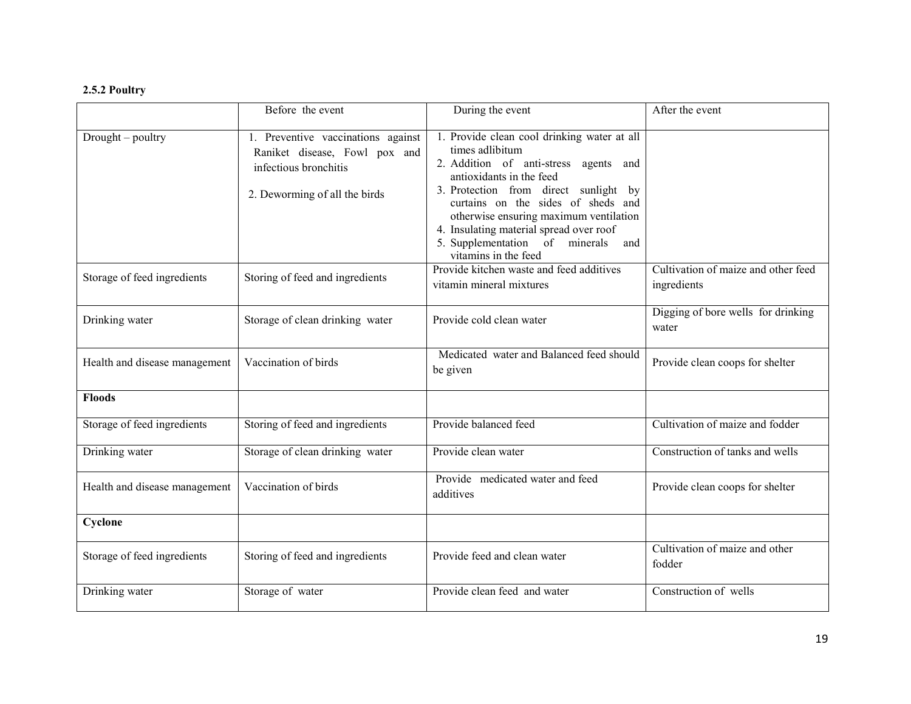**2.5.2 Poultry**

| | Before the event | During the event | After the event |
|---|---|---|---|
| Drought – poultry | 1. Preventive vaccinations against Raniket disease, Fowl pox and infectious bronchitis<br><br>2. Deworming of all the birds | 1. Provide clean cool drinking water at all times adlibitum<br>2. Addition of anti-stress agents and antioxidants in the feed<br>3. Protection from direct sunlight by curtains on the sides of sheds and otherwise ensuring maximum ventilation<br>4. Insulating material spread over roof<br>5. Supplementation of minerals and vitamins in the feed | |
| Storage of feed ingredients | Storing of feed and ingredients | Provide kitchen waste and feed additives vitamin mineral mixtures | Cultivation of maize and other feed ingredients |
| Drinking water | Storage of clean drinking water | Provide cold clean water | Digging of bore wells for drinking water |
| Health and disease management | Vaccination of birds | Medicated water and Balanced feed should be given | Provide clean coops for shelter |
| **Floods** | | | |
| Storage of feed ingredients | Storing of feed and ingredients | Provide balanced feed | Cultivation of maize and fodder |
| Drinking water | Storage of clean drinking water | Provide clean water | Construction of tanks and wells |
| Health and disease management | Vaccination of birds | Provide medicated water and feed additives | Provide clean coops for shelter |
| **Cyclone** | | | |
| Storage of feed ingredients | Storing of feed and ingredients | Provide feed and clean water | Cultivation of maize and other fodder |
| Drinking water | Storage of water | Provide clean feed and water | Construction of wells |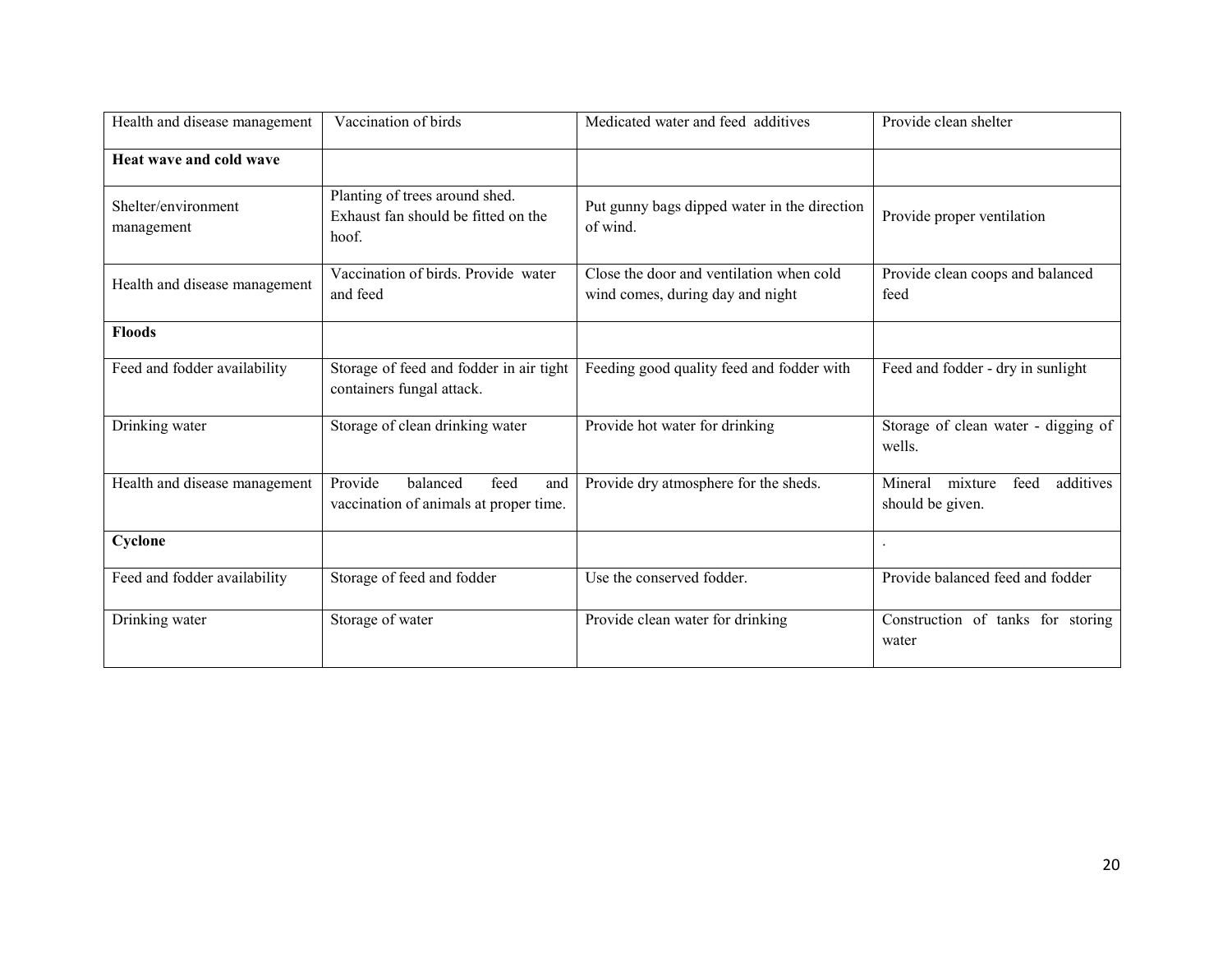| | | | |
|---|---|---|---|
| Health and disease management | Vaccination of birds | Medicated water and feed additives | Provide clean shelter |
| **Heat wave and cold wave** | | | |
| Shelter/environment management | Planting of trees around shed. Exhaust fan should be fitted on the hoof. | Put gunny bags dipped water in the direction of wind. | Provide proper ventilation |
| Health and disease management | Vaccination of birds. Provide water and feed | Close the door and ventilation when cold wind comes, during day and night | Provide clean coops and balanced feed |
| **Floods** | | | |
| Feed and fodder availability | Storage of feed and fodder in air tight containers fungal attack. | Feeding good quality feed and fodder with | Feed and fodder - dry in sunlight |
| Drinking water | Storage of clean drinking water | Provide hot water for drinking | Storage of clean water - digging of wells. |
| Health and disease management | Provide balanced feed and vaccination of animals at proper time. | Provide dry atmosphere for the sheds. | Mineral mixture feed additives should be given. |
| **Cyclone** | | | . |
| Feed and fodder availability | Storage of feed and fodder | Use the conserved fodder. | Provide balanced feed and fodder |
| Drinking water | Storage of water | Provide clean water for drinking | Construction of tanks for storing water |